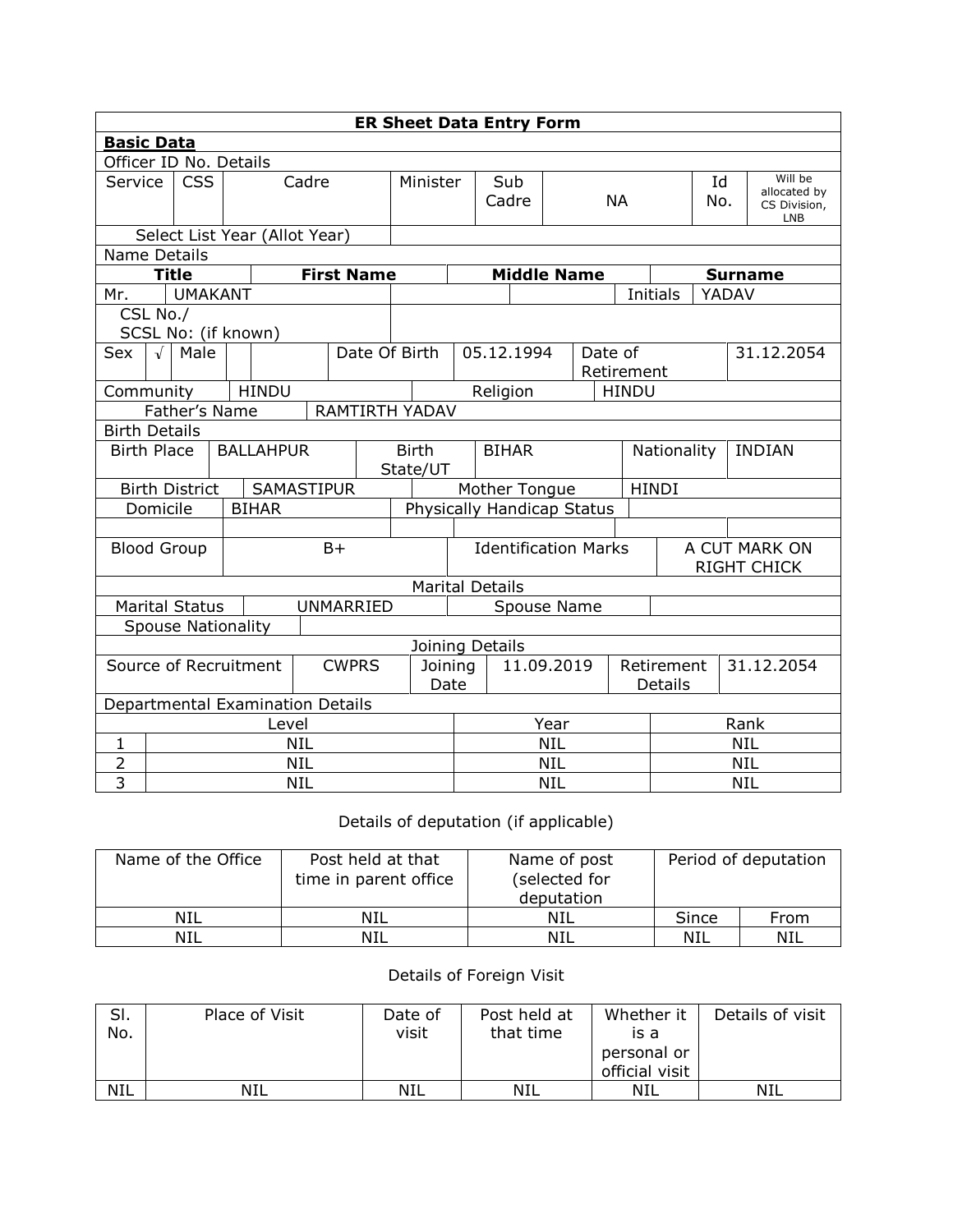## ER Sheet Data Entry Form

**Basic Data**

Officer ID No. Details

| Service | CSS | Cadre | Minister | Sub Cadre | NA | Id No. | Will be allocated by CS Division, LNB |
|---|---|---|---|---|---|---|---|
| Select List Year (Allot Year) | | | | | | | |

Name Details

| Title | First Name | Middle Name | | Surname |
|---|---|---|---|---|
| Mr. | UMAKANT | | Initials | YADAV |

| CSL No./ SCSL No: (if known) | |
|---|---|

| Sex | √ | Male | | | Date Of Birth | 05.12.1994 | Date of Retirement | 31.12.2054 |
|---|---|---|---|---|---|---|---|---|

| Community | HINDU | Religion | HINDU |
|---|---|---|---|
| Father's Name | RAMTIRTH YADAV | | |

Birth Details

| Birth Place | BALLAHPUR | Birth State/UT | BIHAR | Nationality | INDIAN |
|---|---|---|---|---|---|
| Birth District | SAMASTIPUR | Mother Tongue | HINDI | | |
| Domicile | BIHAR | Physically Handicap Status | | | |
| Blood Group | B+ | Identification Marks | A CUT MARK ON RIGHT CHICK | | |

Marital Details

| Marital Status | UNMARRIED | Spouse Name | |
|---|---|---|---|
| Spouse Nationality | | | |

Joining Details

| Source of Recruitment | CWPRS | Joining Date | 11.09.2019 | Retirement Details | 31.12.2054 |
|---|---|---|---|---|---|

Departmental Examination Details

| | Level | Year | Rank |
|---|---|---|---|
| 1 | NIL | NIL | NIL |
| 2 | NIL | NIL | NIL |
| 3 | NIL | NIL | NIL |

Details of deputation (if applicable)

| Name of the Office | Post held at that time in parent office | Name of post (selected for deputation | Period of deputation | |
|---|---|---|---|---|
| NIL | NIL | NIL | Since | From |
| NIL | NIL | NIL | NIL | NIL |

Details of Foreign Visit

| Sl. No. | Place of Visit | Date of visit | Post held at that time | Whether it is a personal or official visit | Details of visit |
|---|---|---|---|---|---|
| NIL | NIL | NIL | NIL | NIL | NIL |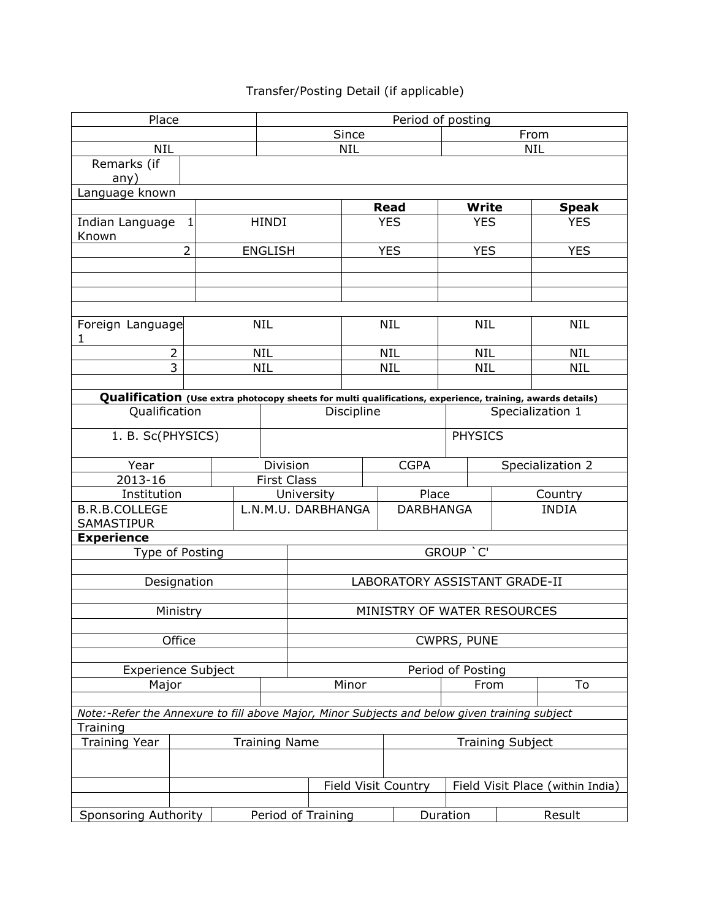Transfer/Posting Detail (if applicable)

| Place | Period of posting | |
|---|---|---|
| | Since | From |
| NIL | NIL | NIL |
| Remarks (if any) | | |

Language known

| | | | **Read** | **Write** | **Speak** |
|---|---|---|---|---|---|
| Indian Language Known | 1 | HINDI | YES | YES | YES |
| | 2 | ENGLISH | YES | YES | YES |
| | | | | | |
| | | | | | |
| | | | | | |
| Foreign Language | 1 | NIL | NIL | NIL | NIL |
| | 2 | NIL | NIL | NIL | NIL |
| | 3 | NIL | NIL | NIL | NIL |

**Qualification** **(Use extra photocopy sheets for multi qualifications, experience, training, awards details)**

| Qualification | Discipline | Specialization 1 |
|---|---|---|
| 1. B. Sc(PHYSICS) | | PHYSICS |

| Year | Division | CGPA | Specialization 2 |
|---|---|---|---|
| 2013-16 | First Class | | |

| Institution | University | Place | Country |
|---|---|---|---|
| B.R.B.COLLEGE SAMASTIPUR | L.N.M.U. DARBHANGA | DARBHANGA | INDIA |

**Experience**

| Type of Posting | GROUP `C' |
|---|---|
| Designation | LABORATORY ASSISTANT GRADE-II |
| Ministry | MINISTRY OF WATER RESOURCES |
| Office | CWPRS, PUNE |

| Experience Subject | | Period of Posting | |
|---|---|---|---|
| Major | Minor | From | To |
| | | | |

*Note:-Refer the Annexure to fill above Major, Minor Subjects and below given training subject*

Training

| Training Year | Training Name | Training Subject |
|---|---|---|
| | | |

| | | Field Visit Country | Field Visit Place (within India) |
|---|---|---|---|
| | | | |

| Sponsoring Authority | Period of Training | Duration | Result |
|---|---|---|---|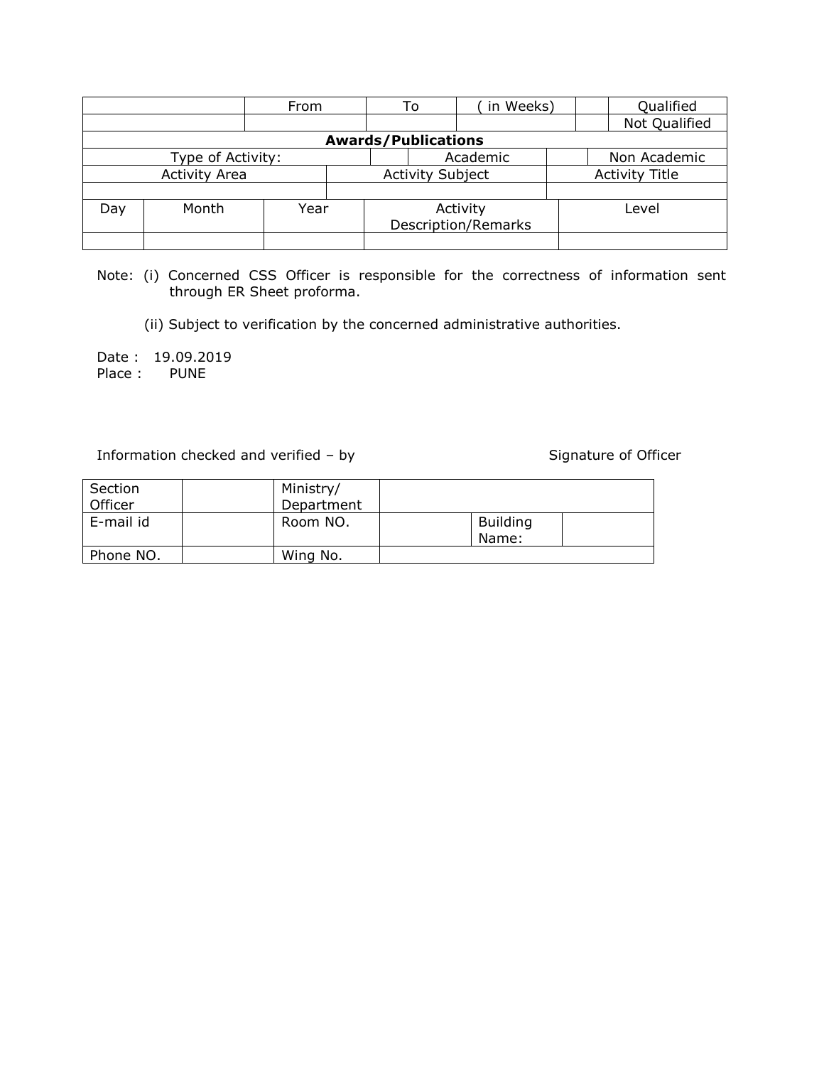| | From | To | ( in Weeks) | | Qualified |
|---|---|---|---|---|---|
| | | | | | Not Qualified |

**Awards/Publications**

| Type of Activity: | | Academic | | Non Academic |
|---|---|---|---|---|

| Activity Area | Activity Subject | Activity Title |
|---|---|---|
| | | |

| Day | Month | Year | Activity Description/Remarks | Level |
|---|---|---|---|---|
| | | | | |

Note: (i) Concerned CSS Officer is responsible for the correctness of information sent through ER Sheet proforma.

(ii) Subject to verification by the concerned administrative authorities.

Date : 19.09.2019
Place : PUNE

Information checked and verified – by

Signature of Officer

| | | | | | |
|---|---|---|---|---|---|
| Section Officer | | Ministry/ Department | | | |
| E-mail id | | Room NO. | | Building Name: | |
| Phone NO. | | Wing No. | | | |